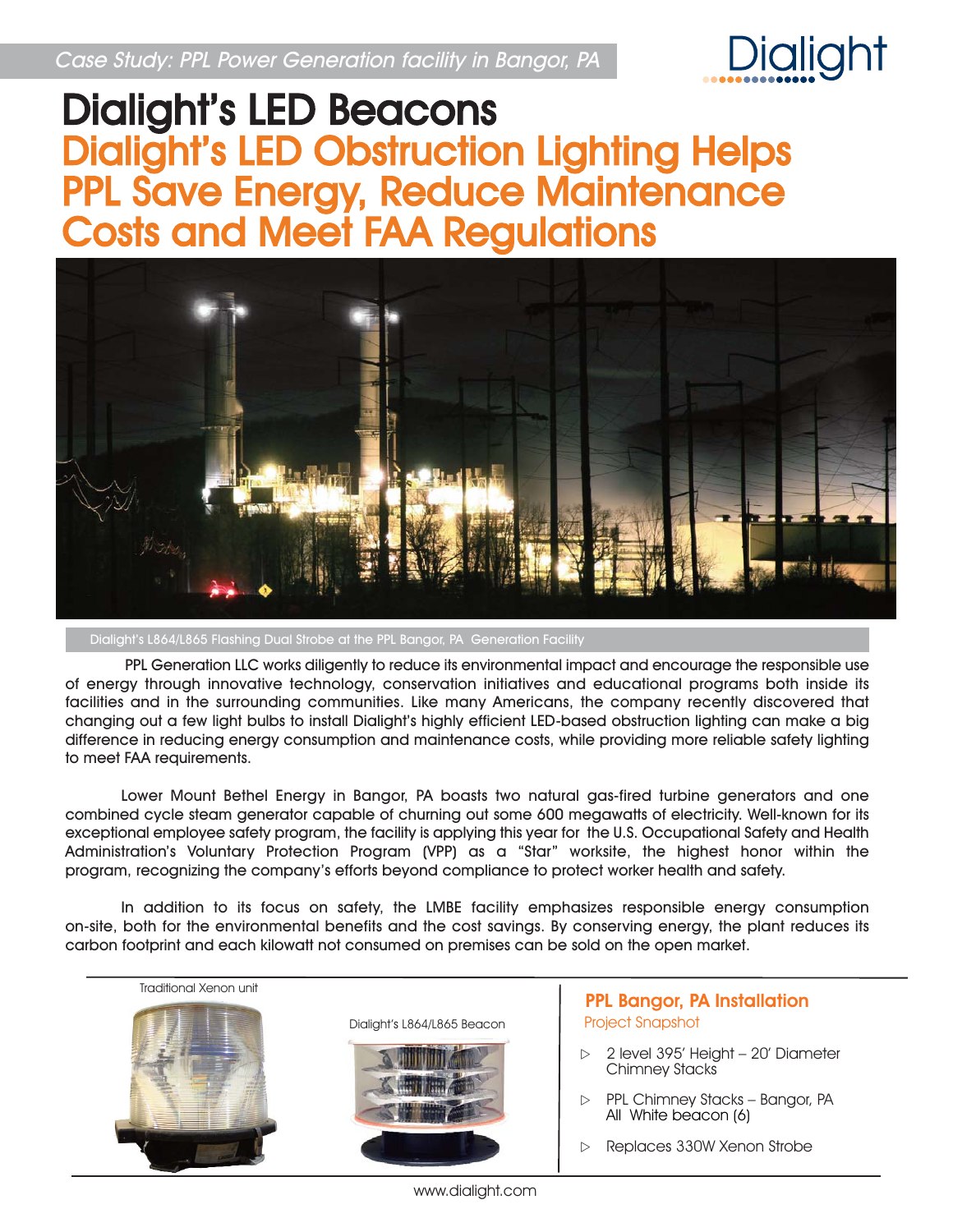*Case Study: PPL Power Generation facility in Bangor, PA*

# Dialight's LED Beacons

## Dialight's LED Obstruction Lighting Helps PPL Save Energy, Reduce Maintenance Costs and Meet FAA Regulations

Dialight's L864/L865 Flashing Dual Strobe at the PPL Bangor, PA Generation Facility

PPL Generation LLC works diligently to reduce its environmental impact and encourage the responsible use of energy through innovative technology, conservation initiatives and educational programs both inside its facilities and in the surrounding communities. Like many Americans, the company recently discovered that changing out a few light bulbs to install Dialight's highly efficient LED-based obstruction lighting can make a big difference in reducing energy consumption and maintenance costs, while providing more reliable safety lighting to meet FAA requirements.

Lower Mount Bethel Energy in Bangor, PA boasts two natural gas-fired turbine generators and one combined cycle steam generator capable of churning out some 600 megawatts of electricity. Well-known for its exceptional employee safety program, the facility is applying this year for the U.S. Occupational Safety and Health Administration's Voluntary Protection Program (VPP) as a "Star" worksite, the highest honor within the program, recognizing the company's efforts beyond compliance to protect worker health and safety.

In addition to its focus on safety, the LMBE facility emphasizes responsible energy consumption on-site, both for the environmental benefits and the cost savings. By conserving energy, the plant reduces its carbon footprint and each kilowatt not consumed on premises can be sold on the open market.

Traditional Xenon unit

Dialight's L864/L865 Beacon

### PPL Bangor, PA Installation

Project Snapshot

- 2 level 395' Height – 20' Diameter Chimney Stacks
- PPL Chimney Stacks – Bangor, PA All White beacon (6)
- Replaces 330W Xenon Strobe

www.dialight.com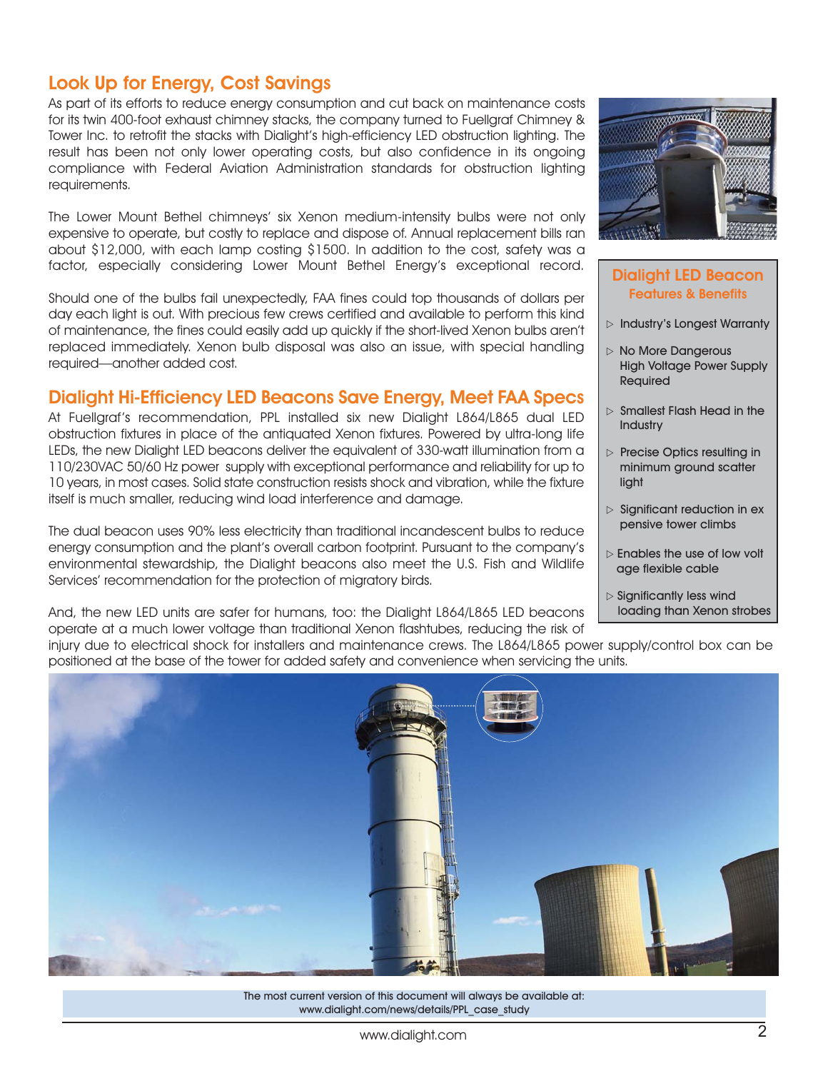## Look Up for Energy, Cost Savings

As part of its efforts to reduce energy consumption and cut back on maintenance costs for its twin 400-foot exhaust chimney stacks, the company turned to Fuellgraf Chimney & Tower Inc. to retrofit the stacks with Dialight's high-efficiency LED obstruction lighting. The result has been not only lower operating costs, but also confidence in its ongoing compliance with Federal Aviation Administration standards for obstruction lighting requirements.

The Lower Mount Bethel chimneys' six Xenon medium-intensity bulbs were not only expensive to operate, but costly to replace and dispose of. Annual replacement bills ran about $12,000, with each lamp costing $1500. In addition to the cost, safety was a factor, especially considering Lower Mount Bethel Energy's exceptional record.

Should one of the bulbs fail unexpectedly, FAA fines could top thousands of dollars per day each light is out. With precious few crews certified and available to perform this kind of maintenance, the fines could easily add up quickly if the short-lived Xenon bulbs aren't replaced immediately. Xenon bulb disposal was also an issue, with special handling required—another added cost.

## Dialight Hi-Efficiency LED Beacons Save Energy, Meet FAA Specs

At Fuellgraf's recommendation, PPL installed six new Dialight L864/L865 dual LED obstruction fixtures in place of the antiquated Xenon fixtures. Powered by ultra-long life LEDs, the new Dialight LED beacons deliver the equivalent of 330-watt illumination from a 110/230VAC 50/60 Hz power supply with exceptional performance and reliability for up to 10 years, in most cases. Solid state construction resists shock and vibration, while the fixture itself is much smaller, reducing wind load interference and damage.

The dual beacon uses 90% less electricity than traditional incandescent bulbs to reduce energy consumption and the plant's overall carbon footprint. Pursuant to the company's environmental stewardship, the Dialight beacons also meet the U.S. Fish and Wildlife Services' recommendation for the protection of migratory birds.

And, the new LED units are safer for humans, too: the Dialight L864/L865 LED beacons operate at a much lower voltage than traditional Xenon flashtubes, reducing the risk of injury due to electrical shock for installers and maintenance crews. The L864/L865 power supply/control box can be positioned at the base of the tower for added safety and convenience when servicing the units.

### Dialight LED Beacon Features & Benefits

- Industry's Longest Warranty
- No More Dangerous High Voltage Power Supply Required
- Smallest Flash Head in the Industry
- Precise Optics resulting in minimum ground scatter light
- Significant reduction in expensive tower climbs
- Enables the use of low voltage flexible cable
- Significantly less wind loading than Xenon strobes

The most current version of this document will always be available at:
www.dialight.com/news/details/PPL_case_study